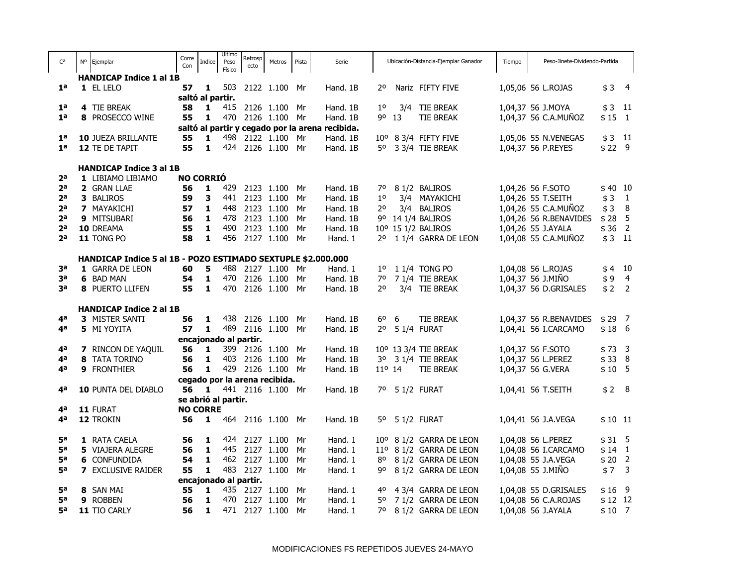| Cª | Nº | Ejemplar | Corre Con | Indice | Ultimo Peso Físico | Retrospecto | Metros | Pista | Serie | Ubicación-Distancia-Ejemplar Ganador | Tiempo | Peso-Jinete-Dividendo-Partida | |
|---|---|---|---|---|---|---|---|---|---|---|---|---|---|
| | | **HANDICAP Indice 1 al 1B** | | | | | | | | | | | |
| **1ª** | **1** | EL LELO | **57** | **1** | 503 | 2122 | 1.100 | Mr | Hand. 1B | 2º Nariz FIFTY FIVE | 1,05,06 | 56 L.ROJAS $ 3 | 4 |
| | | | **saltó al partir.** | | | | | | | | | | |
| **1ª** | **4** | TIE BREAK | **58** | **1** | 415 | 2126 | 1.100 | Mr | Hand. 1B | 1º 3/4 TIE BREAK | 1,04,37 | 56 J.MOYA $ 3 | 11 |
| **1ª** | **8** | PROSECCO WINE | **55** | **1** | 470 | 2126 | 1.100 | Mr | Hand. 1B | 9º 13 TIE BREAK | 1,04,37 | 56 C.A.MUÑOZ $ 15 | 1 |
| | | | **saltó al partir y cegado por la arena recibida.** | | | | | | | | | | |
| **1ª** | **10** | JUEZA BRILLANTE | **55** | **1** | 498 | 2122 | 1.100 | Mr | Hand. 1B | 10º 8 3/4 FIFTY FIVE | 1,05,06 | 55 N.VENEGAS $ 3 | 11 |
| **1ª** | **12** | TE DE TAPIT | **55** | **1** | 424 | 2126 | 1.100 | Mr | Hand. 1B | 5º 3 3/4 TIE BREAK | 1,04,37 | 56 P.REYES $ 22 | 9 |
| | | **HANDICAP Indice 3 al 1B** | | | | | | | | | | | |
| **2ª** | **1** | LIBIAMO LIBIAMO | **NO CORRIÓ** | | | | | | | | | | |
| **2ª** | **2** | GRAN LLAE | **56** | **1** | 429 | 2123 | 1.100 | Mr | Hand. 1B | 7º 8 1/2 BALIROS | 1,04,26 | 56 F.SOTO $ 40 | 10 |
| **2ª** | **3** | BALIROS | **59** | **3** | 441 | 2123 | 1.100 | Mr | Hand. 1B | 1º 3/4 MAYAKICHI | 1,04,26 | 55 T.SEITH $ 3 | 1 |
| **2ª** | **7** | MAYAKICHI | **57** | **1** | 448 | 2123 | 1.100 | Mr | Hand. 1B | 2º 3/4 BALIROS | 1,04,26 | 55 C.A.MUÑOZ $ 3 | 8 |
| **2ª** | **9** | MITSUBARI | **56** | **1** | 478 | 2123 | 1.100 | Mr | Hand. 1B | 9º 14 1/4 BALIROS | 1,04,26 | 56 R.BENAVIDES $ 28 | 5 |
| **2ª** | **10** | DREAMA | **55** | **1** | 490 | 2123 | 1.100 | Mr | Hand. 1B | 10º 15 1/2 BALIROS | 1,04,26 | 55 J.AYALA $ 36 | 2 |
| **2ª** | **11** | TONG PO | **58** | **1** | 456 | 2127 | 1.100 | Mr | Hand. 1 | 2º 1 1/4 GARRA DE LEON | 1,04,08 | 55 C.A.MUÑOZ $ 3 | 11 |
| | | **HANDICAP Indice 5 al 1B - POZO ESTIMADO SEXTUPLE $2.000.000** | | | | | | | | | | | |
| **3ª** | **1** | GARRA DE LEON | **60** | **5** | 488 | 2127 | 1.100 | Mr | Hand. 1 | 1º 1 1/4 TONG PO | 1,04,08 | 56 L.ROJAS $ 4 | 10 |
| **3ª** | **6** | BAD MAN | **54** | **1** | 470 | 2126 | 1.100 | Mr | Hand. 1B | 7º 7 1/4 TIE BREAK | 1,04,37 | 56 J.MIÑO $ 9 | 4 |
| **3ª** | **8** | PUERTO LLIFEN | **55** | **1** | 470 | 2126 | 1.100 | Mr | Hand. 1B | 2º 3/4 TIE BREAK | 1,04,37 | 56 D.GRISALES $ 2 | 2 |
| | | **HANDICAP Indice 2 al 1B** | | | | | | | | | | | |
| **4ª** | **3** | MISTER SANTI | **56** | **1** | 438 | 2126 | 1.100 | Mr | Hand. 1B | 6º 6 TIE BREAK | 1,04,37 | 56 R.BENAVIDES $ 29 | 7 |
| **4ª** | **5** | MI YOYITA | **57** | **1** | 489 | 2116 | 1.100 | Mr | Hand. 1B | 2º 5 1/4 FURAT | 1,04,41 | 56 I.CARCAMO $ 18 | 6 |
| | | | **encajonado al partir.** | | | | | | | | | | |
| **4ª** | **7** | RINCON DE YAQUIL | **56** | **1** | 399 | 2126 | 1.100 | Mr | Hand. 1B | 10º 13 3/4 TIE BREAK | 1,04,37 | 56 F.SOTO $ 73 | 3 |
| **4ª** | **8** | TATA TORINO | **56** | **1** | 403 | 2126 | 1.100 | Mr | Hand. 1B | 3º 3 1/4 TIE BREAK | 1,04,37 | 56 L.PEREZ $ 33 | 8 |
| **4ª** | **9** | FRONTHIER | **56** | **1** | 429 | 2126 | 1.100 | Mr | Hand. 1B | 11º 14 TIE BREAK | 1,04,37 | 56 G.VERA $ 10 | 5 |
| | | | **cegado por la arena recibida.** | | | | | | | | | | |
| **4ª** | **10** | PUNTA DEL DIABLO | **56** | **1** | 441 | 2116 | 1.100 | Mr | Hand. 1B | 7º 5 1/2 FURAT | 1,04,41 | 56 T.SEITH $ 2 | 8 |
| | | | **se abrió al partir.** | | | | | | | | | | |
| **4ª** | **11** | FURAT | **NO CORRE** | | | | | | | | | | |
| **4ª** | **12** | TROKIN | **56** | **1** | 464 | 2116 | 1.100 | Mr | Hand. 1B | 5º 5 1/2 FURAT | 1,04,41 | 56 J.A.VEGA $ 10 | 11 |
| **5ª** | **1** | RATA CAELA | **56** | **1** | 424 | 2127 | 1.100 | Mr | Hand. 1 | 10º 8 1/2 GARRA DE LEON | 1,04,08 | 56 L.PEREZ $ 31 | 5 |
| **5ª** | **5** | VIAJERA ALEGRE | **56** | **1** | 445 | 2127 | 1.100 | Mr | Hand. 1 | 11º 8 1/2 GARRA DE LEON | 1,04,08 | 56 I.CARCAMO $ 14 | 1 |
| **5ª** | **6** | CONFUNDIDA | **54** | **1** | 462 | 2127 | 1.100 | Mr | Hand. 1 | 8º 8 1/2 GARRA DE LEON | 1,04,08 | 55 J.A.VEGA $ 20 | 2 |
| **5ª** | **7** | EXCLUSIVE RAIDER | **55** | **1** | 483 | 2127 | 1.100 | Mr | Hand. 1 | 9º 8 1/2 GARRA DE LEON | 1,04,08 | 55 J.MIÑO $ 7 | 3 |
| | | | **encajonado al partir.** | | | | | | | | | | |
| **5ª** | **8** | SAN MAI | **55** | **1** | 435 | 2127 | 1.100 | Mr | Hand. 1 | 4º 4 3/4 GARRA DE LEON | 1,04,08 | 55 D.GRISALES $ 16 | 9 |
| **5ª** | **9** | ROBBEN | **56** | **1** | 470 | 2127 | 1.100 | Mr | Hand. 1 | 5º 7 1/2 GARRA DE LEON | 1,04,08 | 56 C.A.ROJAS $ 12 | 12 |
| **5ª** | **11** | TIO CARLY | **56** | **1** | 471 | 2127 | 1.100 | Mr | Hand. 1 | 7º 8 1/2 GARRA DE LEON | 1,04,08 | 56 J.AYALA $ 10 | 7 |

MODIFICACIONES FS REPETIDOS JUEVES 24-MAYO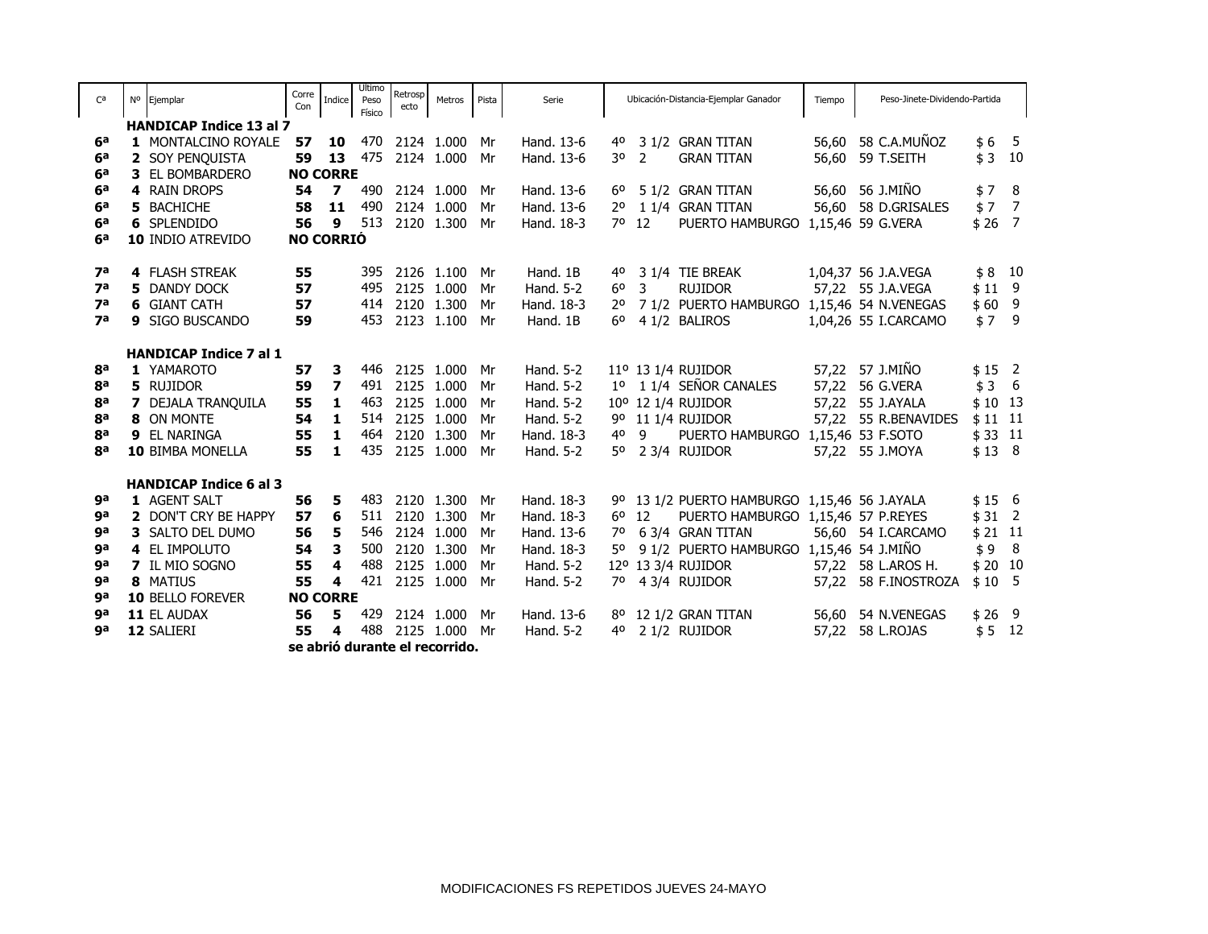| Cª | Nº | Ejemplar | Corre Con | Indice | Ultimo Peso Físico | Retrospecto | Metros | Pista | Serie | Ubicación-Distancia-Ejemplar Ganador | | | Tiempo | Peso-Jinete-Dividendo-Partida | | |
|---|---|---|---|---|---|---|---|---|---|---|---|---|---|---|---|---|
| | | **HANDICAP Indice 13 al 7** | | | | | | | | | | | | | | |
| **6ª** | **1** | MONTALCINO ROYALE | **57** | **10** | 470 | 2124 | 1.000 | Mr | Hand. 13-6 | 4º | 3 1/2 | GRAN TITAN | 56,60 | 58 C.A.MUÑOZ | $ 6 | 5 |
| **6ª** | **2** | SOY PENQUISTA | **59** | **13** | 475 | 2124 | 1.000 | Mr | Hand. 13-6 | 3º | 2 | GRAN TITAN | 56,60 | 59 T.SEITH | $ 3 | 10 |
| **6ª** | **3** | EL BOMBARDERO | **NO CORRE** | | | | | | | | | | | | | |
| **6ª** | **4** | RAIN DROPS | **54** | **7** | 490 | 2124 | 1.000 | Mr | Hand. 13-6 | 6º | 5 1/2 | GRAN TITAN | 56,60 | 56 J.MIÑO | $ 7 | 8 |
| **6ª** | **5** | BACHICHE | **58** | **11** | 490 | 2124 | 1.000 | Mr | Hand. 13-6 | 2º | 1 1/4 | GRAN TITAN | 56,60 | 58 D.GRISALES | $ 7 | 7 |
| **6ª** | **6** | SPLENDIDO | **56** | **9** | 513 | 2120 | 1.300 | Mr | Hand. 18-3 | 7º | 12 | PUERTO HAMBURGO | 1,15,46 | 59 G.VERA | $ 26 | 7 |
| **6ª** | **10** | INDIO ATREVIDO | **NO CORRIÓ** | | | | | | | | | | | | | |
| | | | | | | | | | | | | | | | | |
| **7ª** | **4** | FLASH STREAK | **55** | | 395 | 2126 | 1.100 | Mr | Hand. 1B | 4º | 3 1/4 | TIE BREAK | 1,04,37 | 56 J.A.VEGA | $ 8 | 10 |
| **7ª** | **5** | DANDY DOCK | **57** | | 495 | 2125 | 1.000 | Mr | Hand. 5-2 | 6º | 3 | RUJIDOR | 57,22 | 55 J.A.VEGA | $ 11 | 9 |
| **7ª** | **6** | GIANT CATH | **57** | | 414 | 2120 | 1.300 | Mr | Hand. 18-3 | 2º | 7 1/2 | PUERTO HAMBURGO | 1,15,46 | 54 N.VENEGAS | $ 60 | 9 |
| **7ª** | **9** | SIGO BUSCANDO | **59** | | 453 | 2123 | 1.100 | Mr | Hand. 1B | 6º | 4 1/2 | BALIROS | 1,04,26 | 55 I.CARCAMO | $ 7 | 9 |
| | | | | | | | | | | | | | | | | |
| | | **HANDICAP Indice 7 al 1** | | | | | | | | | | | | | | |
| **8ª** | **1** | YAMAROTO | **57** | **3** | 446 | 2125 | 1.000 | Mr | Hand. 5-2 | 11º | 13 1/4 | RUJIDOR | 57,22 | 57 J.MIÑO | $ 15 | 2 |
| **8ª** | **5** | RUJIDOR | **59** | **7** | 491 | 2125 | 1.000 | Mr | Hand. 5-2 | 1º | 1 1/4 | SEÑOR CANALES | 57,22 | 56 G.VERA | $ 3 | 6 |
| **8ª** | **7** | DEJALA TRANQUILA | **55** | **1** | 463 | 2125 | 1.000 | Mr | Hand. 5-2 | 10º | 12 1/4 | RUJIDOR | 57,22 | 55 J.AYALA | $ 10 | 13 |
| **8ª** | **8** | ON MONTE | **54** | **1** | 514 | 2125 | 1.000 | Mr | Hand. 5-2 | 9º | 11 1/4 | RUJIDOR | 57,22 | 55 R.BENAVIDES | $ 11 | 11 |
| **8ª** | **9** | EL NARINGA | **55** | **1** | 464 | 2120 | 1.300 | Mr | Hand. 18-3 | 4º | 9 | PUERTO HAMBURGO | 1,15,46 | 53 F.SOTO | $ 33 | 11 |
| **8ª** | **10** | BIMBA MONELLA | **55** | **1** | 435 | 2125 | 1.000 | Mr | Hand. 5-2 | 5º | 2 3/4 | RUJIDOR | 57,22 | 55 J.MOYA | $ 13 | 8 |
| | | | | | | | | | | | | | | | | |
| | | **HANDICAP Indice 6 al 3** | | | | | | | | | | | | | | |
| **9ª** | **1** | AGENT SALT | **56** | **5** | 483 | 2120 | 1.300 | Mr | Hand. 18-3 | 9º | 13 1/2 | PUERTO HAMBURGO | 1,15,46 | 56 J.AYALA | $ 15 | 6 |
| **9ª** | **2** | DON'T CRY BE HAPPY | **57** | **6** | 511 | 2120 | 1.300 | Mr | Hand. 18-3 | 6º | 12 | PUERTO HAMBURGO | 1,15,46 | 57 P.REYES | $ 31 | 2 |
| **9ª** | **3** | SALTO DEL DUMO | **56** | **5** | 546 | 2124 | 1.000 | Mr | Hand. 13-6 | 7º | 6 3/4 | GRAN TITAN | 56,60 | 54 I.CARCAMO | $ 21 | 11 |
| **9ª** | **4** | EL IMPOLUTO | **54** | **3** | 500 | 2120 | 1.300 | Mr | Hand. 18-3 | 5º | 9 1/2 | PUERTO HAMBURGO | 1,15,46 | 54 J.MIÑO | $ 9 | 8 |
| **9ª** | **7** | IL MIO SOGNO | **55** | **4** | 488 | 2125 | 1.000 | Mr | Hand. 5-2 | 12º | 13 3/4 | RUJIDOR | 57,22 | 58 L.AROS H. | $ 20 | 10 |
| **9ª** | **8** | MATIUS | **55** | **4** | 421 | 2125 | 1.000 | Mr | Hand. 5-2 | 7º | 4 3/4 | RUJIDOR | 57,22 | 58 F.INOSTROZA | $ 10 | 5 |
| **9ª** | **10** | BELLO FOREVER | **NO CORRE** | | | | | | | | | | | | | |
| **9ª** | **11** | EL AUDAX | **56** | **5** | 429 | 2124 | 1.000 | Mr | Hand. 13-6 | 8º | 12 1/2 | GRAN TITAN | 56,60 | 54 N.VENEGAS | $ 26 | 9 |
| **9ª** | **12** | SALIERI | **55** | **4** | 488 | 2125 | 1.000 | Mr | Hand. 5-2 | 4º | 2 1/2 | RUJIDOR | 57,22 | 58 L.ROJAS | $ 5 | 12 |
| | | | **se abrió durante el recorrido.** | | | | | | | | | | | | | |

MODIFICACIONES FS REPETIDOS JUEVES 24-MAYO